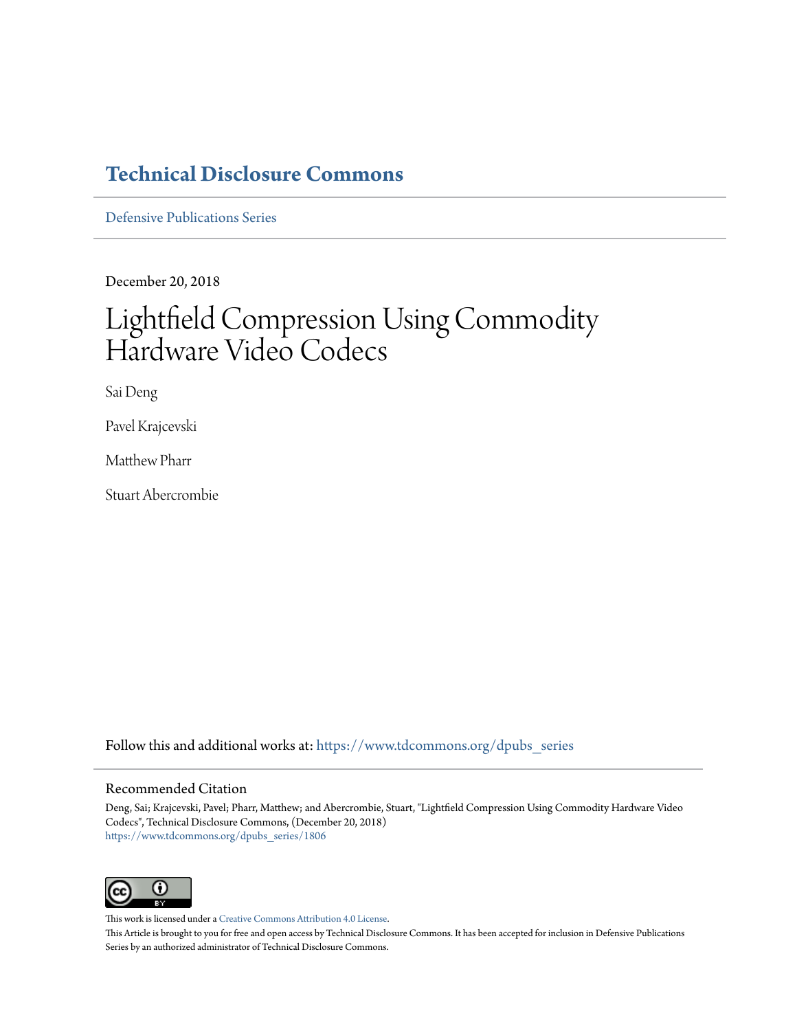# Technical Disclosure Commons

Defensive Publications Series

December 20, 2018

# Lightfield Compression Using Commodity Hardware Video Codecs

Sai Deng

Pavel Krajcevski

Matthew Pharr

Stuart Abercrombie

Follow this and additional works at: https://www.tdcommons.org/dpubs_series

## Recommended Citation

Deng, Sai; Krajcevski, Pavel; Pharr, Matthew; and Abercrombie, Stuart, "Lightfield Compression Using Commodity Hardware Video Codecs", Technical Disclosure Commons, (December 20, 2018)
https://www.tdcommons.org/dpubs_series/1806

This work is licensed under a Creative Commons Attribution 4.0 License.

This Article is brought to you for free and open access by Technical Disclosure Commons. It has been accepted for inclusion in Defensive Publications Series by an authorized administrator of Technical Disclosure Commons.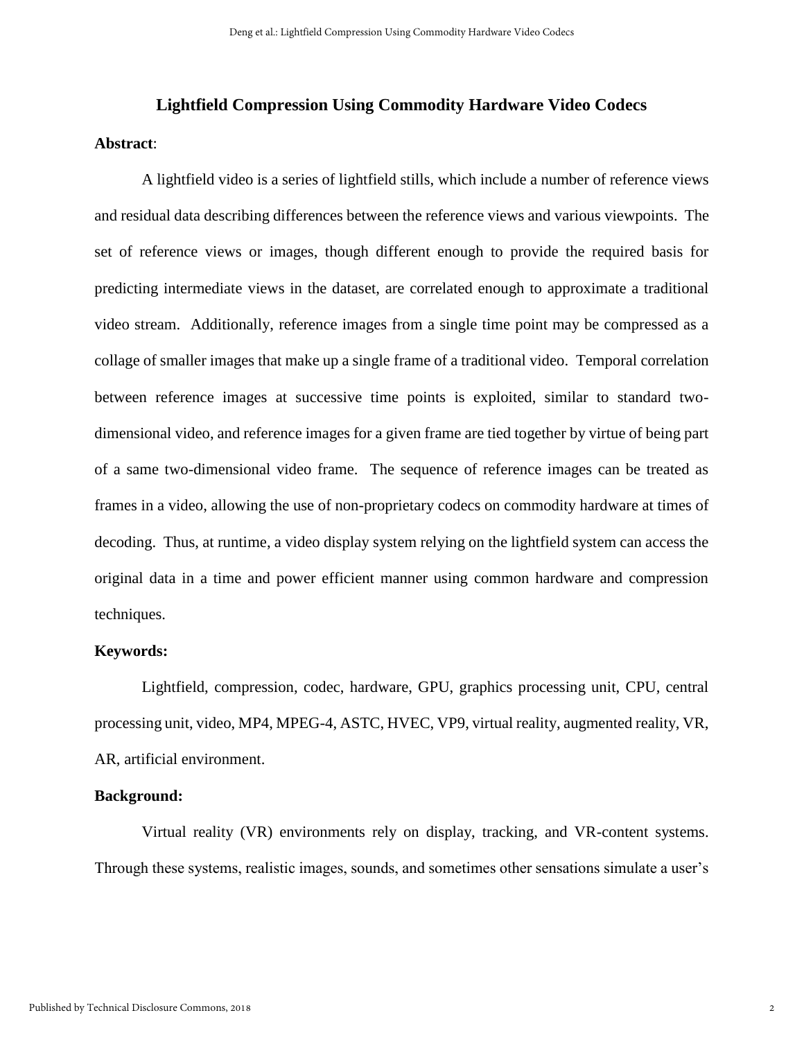# Lightfield Compression Using Commodity Hardware Video Codecs

**Abstract**:

A lightfield video is a series of lightfield stills, which include a number of reference views and residual data describing differences between the reference views and various viewpoints. The set of reference views or images, though different enough to provide the required basis for predicting intermediate views in the dataset, are correlated enough to approximate a traditional video stream. Additionally, reference images from a single time point may be compressed as a collage of smaller images that make up a single frame of a traditional video. Temporal correlation between reference images at successive time points is exploited, similar to standard two-dimensional video, and reference images for a given frame are tied together by virtue of being part of a same two-dimensional video frame. The sequence of reference images can be treated as frames in a video, allowing the use of non-proprietary codecs on commodity hardware at times of decoding. Thus, at runtime, a video display system relying on the lightfield system can access the original data in a time and power efficient manner using common hardware and compression techniques.

**Keywords:**

Lightfield, compression, codec, hardware, GPU, graphics processing unit, CPU, central processing unit, video, MP4, MPEG-4, ASTC, HVEC, VP9, virtual reality, augmented reality, VR, AR, artificial environment.

**Background:**

Virtual reality (VR) environments rely on display, tracking, and VR-content systems. Through these systems, realistic images, sounds, and sometimes other sensations simulate a user's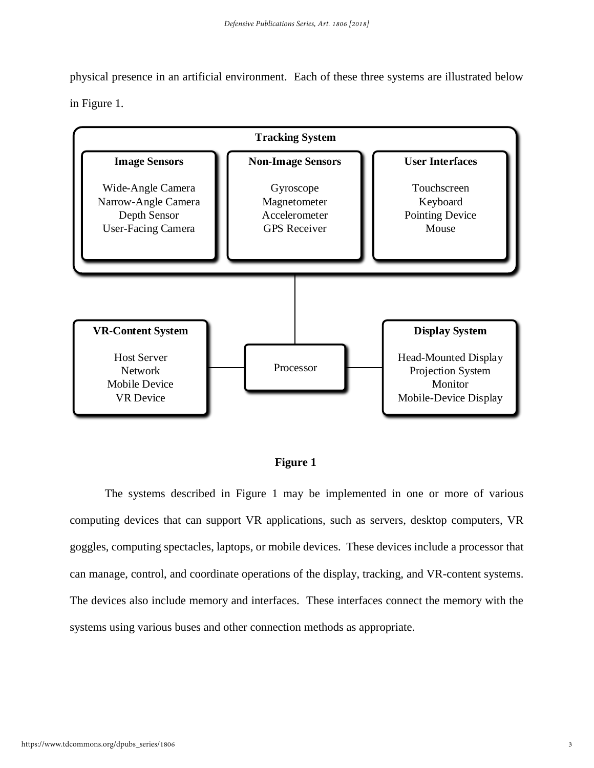physical presence in an artificial environment. Each of these three systems are illustrated below in Figure 1.

**Tracking System**

**Image Sensors**
Wide-Angle Camera
Narrow-Angle Camera
Depth Sensor
User-Facing Camera

**Non-Image Sensors**
Gyroscope
Magnetometer
Accelerometer
GPS Receiver

**User Interfaces**
Touchscreen
Keyboard
Pointing Device
Mouse

**VR-Content System**
Host Server
Network
Mobile Device
VR Device

Processor

**Display System**
Head-Mounted Display
Projection System
Monitor
Mobile-Device Display

**Figure 1**

The systems described in Figure 1 may be implemented in one or more of various computing devices that can support VR applications, such as servers, desktop computers, VR goggles, computing spectacles, laptops, or mobile devices. These devices include a processor that can manage, control, and coordinate operations of the display, tracking, and VR-content systems. The devices also include memory and interfaces. These interfaces connect the memory with the systems using various buses and other connection methods as appropriate.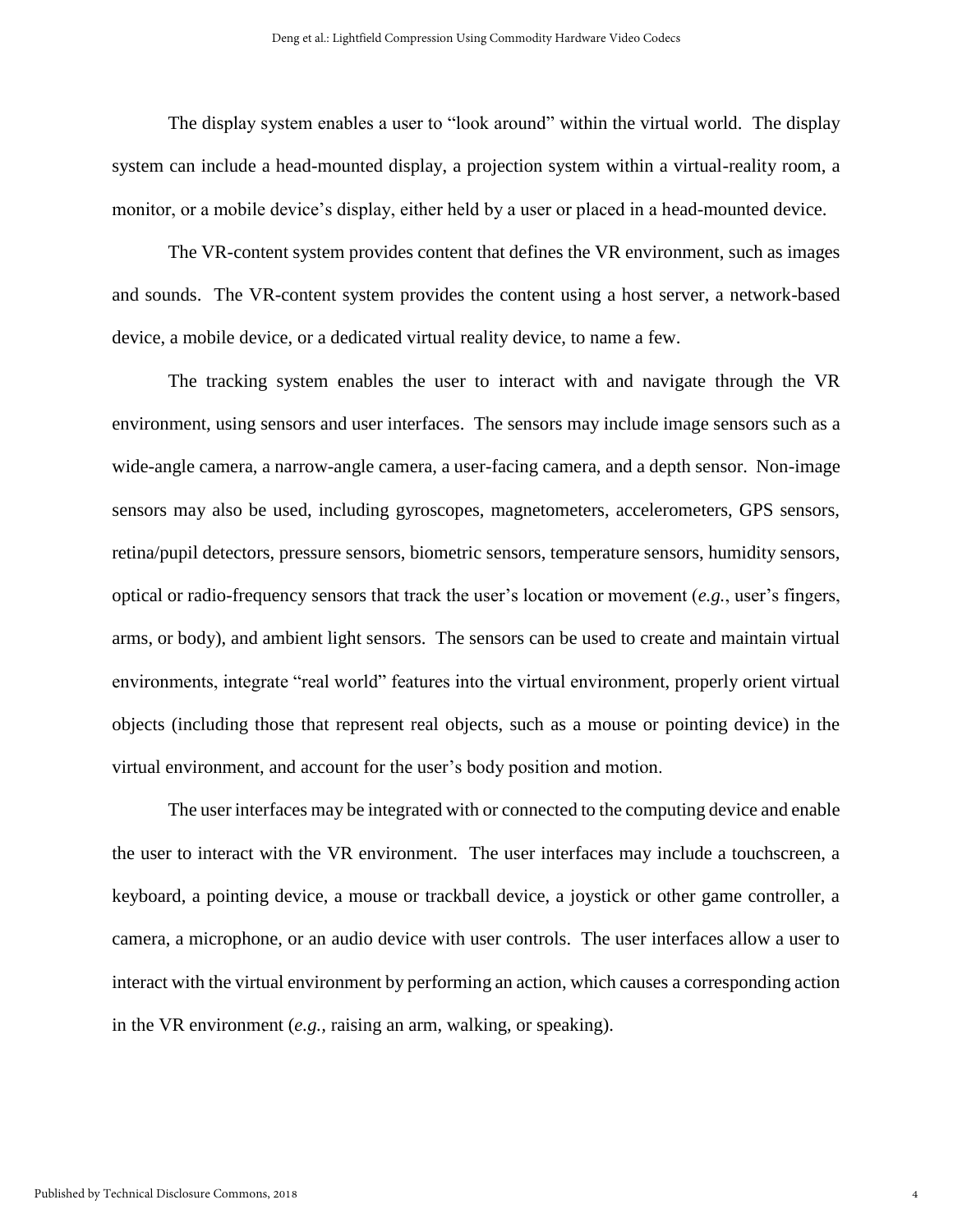The display system enables a user to "look around" within the virtual world. The display system can include a head-mounted display, a projection system within a virtual-reality room, a monitor, or a mobile device's display, either held by a user or placed in a head-mounted device.

The VR-content system provides content that defines the VR environment, such as images and sounds. The VR-content system provides the content using a host server, a network-based device, a mobile device, or a dedicated virtual reality device, to name a few.

The tracking system enables the user to interact with and navigate through the VR environment, using sensors and user interfaces. The sensors may include image sensors such as a wide-angle camera, a narrow-angle camera, a user-facing camera, and a depth sensor. Non-image sensors may also be used, including gyroscopes, magnetometers, accelerometers, GPS sensors, retina/pupil detectors, pressure sensors, biometric sensors, temperature sensors, humidity sensors, optical or radio-frequency sensors that track the user's location or movement (*e.g.*, user's fingers, arms, or body), and ambient light sensors. The sensors can be used to create and maintain virtual environments, integrate "real world" features into the virtual environment, properly orient virtual objects (including those that represent real objects, such as a mouse or pointing device) in the virtual environment, and account for the user's body position and motion.

The user interfaces may be integrated with or connected to the computing device and enable the user to interact with the VR environment. The user interfaces may include a touchscreen, a keyboard, a pointing device, a mouse or trackball device, a joystick or other game controller, a camera, a microphone, or an audio device with user controls. The user interfaces allow a user to interact with the virtual environment by performing an action, which causes a corresponding action in the VR environment (*e.g.*, raising an arm, walking, or speaking).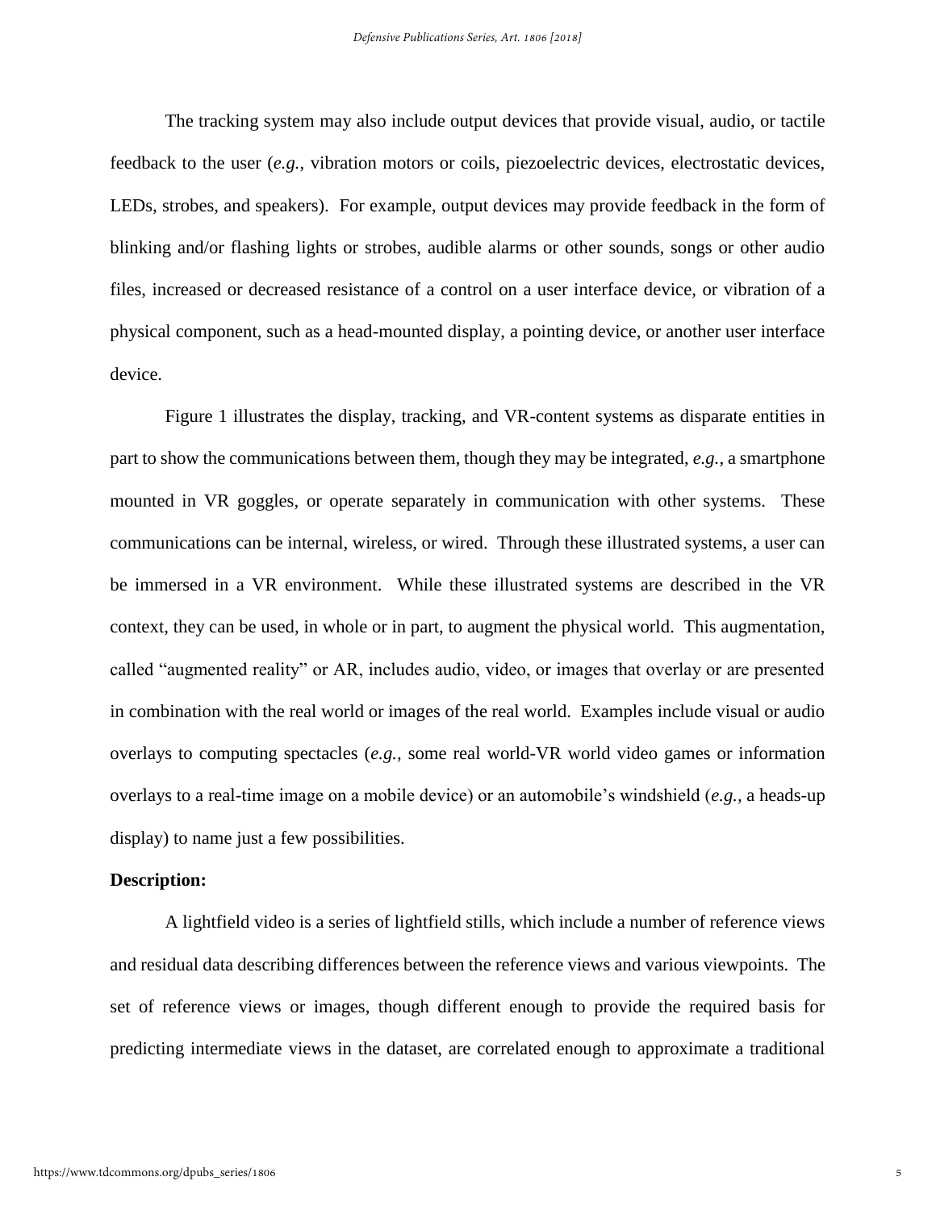The tracking system may also include output devices that provide visual, audio, or tactile feedback to the user (*e.g.*, vibration motors or coils, piezoelectric devices, electrostatic devices, LEDs, strobes, and speakers). For example, output devices may provide feedback in the form of blinking and/or flashing lights or strobes, audible alarms or other sounds, songs or other audio files, increased or decreased resistance of a control on a user interface device, or vibration of a physical component, such as a head-mounted display, a pointing device, or another user interface device.

Figure 1 illustrates the display, tracking, and VR-content systems as disparate entities in part to show the communications between them, though they may be integrated, *e.g.*, a smartphone mounted in VR goggles, or operate separately in communication with other systems. These communications can be internal, wireless, or wired. Through these illustrated systems, a user can be immersed in a VR environment. While these illustrated systems are described in the VR context, they can be used, in whole or in part, to augment the physical world. This augmentation, called "augmented reality" or AR, includes audio, video, or images that overlay or are presented in combination with the real world or images of the real world. Examples include visual or audio overlays to computing spectacles (*e.g.*, some real world-VR world video games or information overlays to a real-time image on a mobile device) or an automobile's windshield (*e.g.*, a heads-up display) to name just a few possibilities.

**Description:**

A lightfield video is a series of lightfield stills, which include a number of reference views and residual data describing differences between the reference views and various viewpoints. The set of reference views or images, though different enough to provide the required basis for predicting intermediate views in the dataset, are correlated enough to approximate a traditional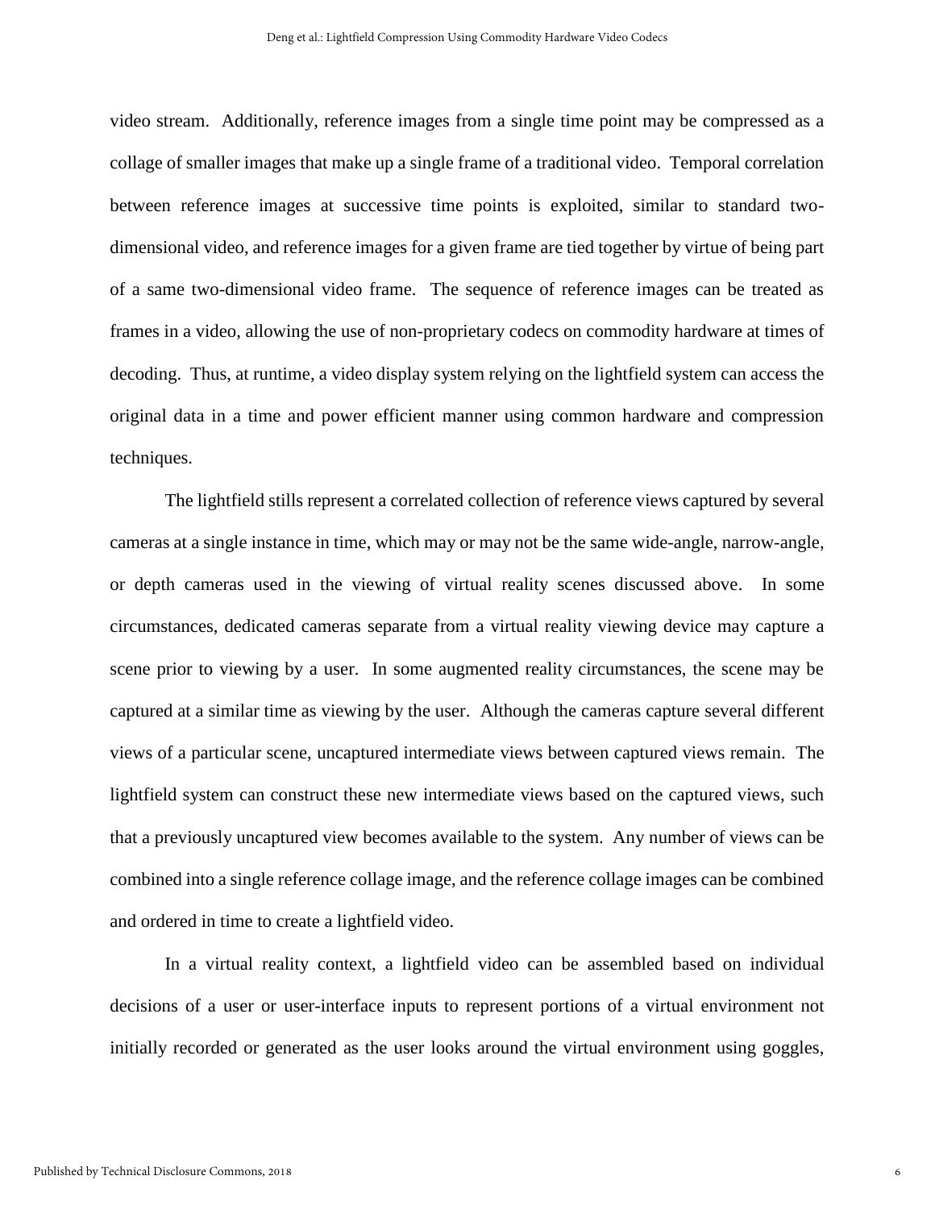video stream. Additionally, reference images from a single time point may be compressed as a collage of smaller images that make up a single frame of a traditional video. Temporal correlation between reference images at successive time points is exploited, similar to standard two-dimensional video, and reference images for a given frame are tied together by virtue of being part of a same two-dimensional video frame. The sequence of reference images can be treated as frames in a video, allowing the use of non-proprietary codecs on commodity hardware at times of decoding. Thus, at runtime, a video display system relying on the lightfield system can access the original data in a time and power efficient manner using common hardware and compression techniques.

The lightfield stills represent a correlated collection of reference views captured by several cameras at a single instance in time, which may or may not be the same wide-angle, narrow-angle, or depth cameras used in the viewing of virtual reality scenes discussed above. In some circumstances, dedicated cameras separate from a virtual reality viewing device may capture a scene prior to viewing by a user. In some augmented reality circumstances, the scene may be captured at a similar time as viewing by the user. Although the cameras capture several different views of a particular scene, uncaptured intermediate views between captured views remain. The lightfield system can construct these new intermediate views based on the captured views, such that a previously uncaptured view becomes available to the system. Any number of views can be combined into a single reference collage image, and the reference collage images can be combined and ordered in time to create a lightfield video.

In a virtual reality context, a lightfield video can be assembled based on individual decisions of a user or user-interface inputs to represent portions of a virtual environment not initially recorded or generated as the user looks around the virtual environment using goggles,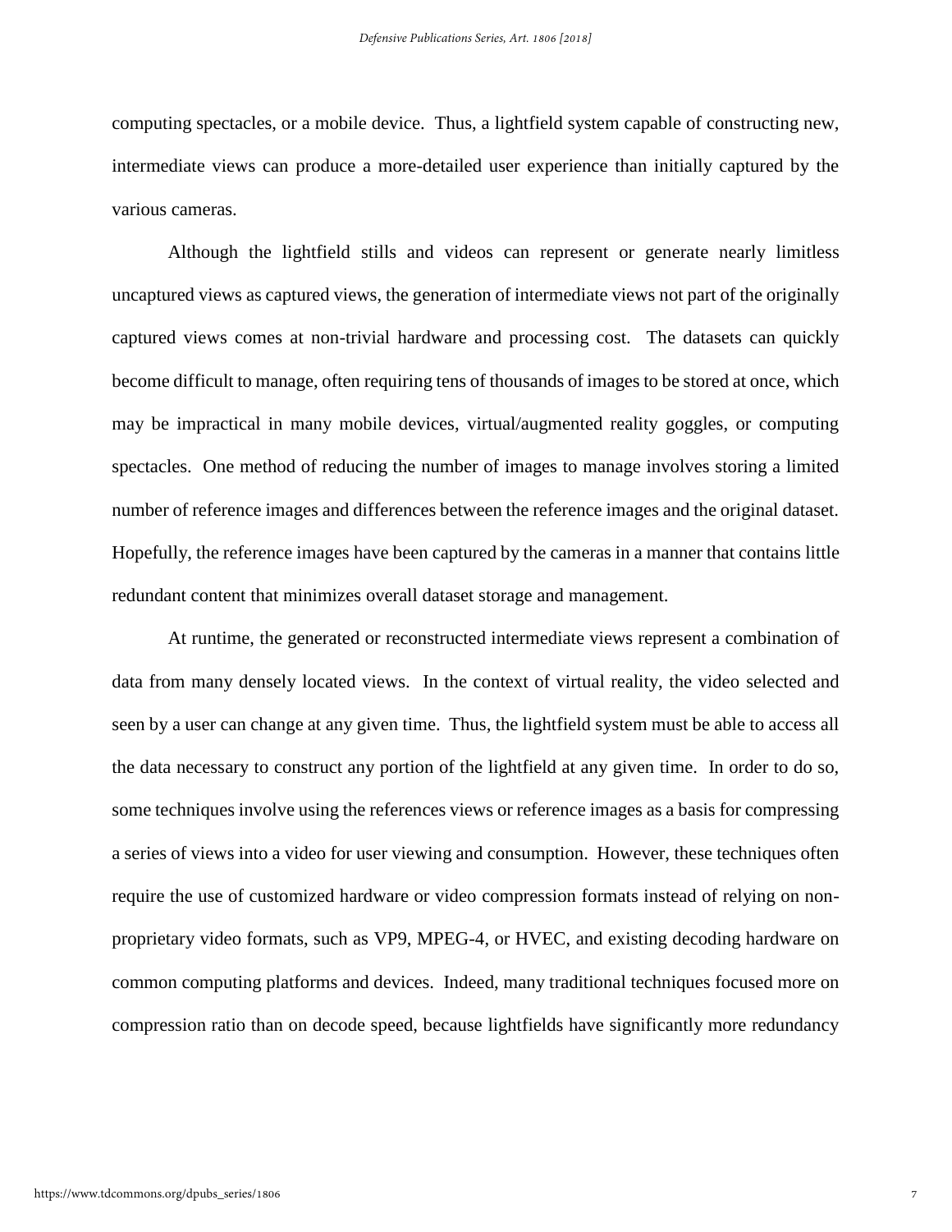computing spectacles, or a mobile device. Thus, a lightfield system capable of constructing new, intermediate views can produce a more-detailed user experience than initially captured by the various cameras.

Although the lightfield stills and videos can represent or generate nearly limitless uncaptured views as captured views, the generation of intermediate views not part of the originally captured views comes at non-trivial hardware and processing cost. The datasets can quickly become difficult to manage, often requiring tens of thousands of images to be stored at once, which may be impractical in many mobile devices, virtual/augmented reality goggles, or computing spectacles. One method of reducing the number of images to manage involves storing a limited number of reference images and differences between the reference images and the original dataset. Hopefully, the reference images have been captured by the cameras in a manner that contains little redundant content that minimizes overall dataset storage and management.

At runtime, the generated or reconstructed intermediate views represent a combination of data from many densely located views. In the context of virtual reality, the video selected and seen by a user can change at any given time. Thus, the lightfield system must be able to access all the data necessary to construct any portion of the lightfield at any given time. In order to do so, some techniques involve using the references views or reference images as a basis for compressing a series of views into a video for user viewing and consumption. However, these techniques often require the use of customized hardware or video compression formats instead of relying on non-proprietary video formats, such as VP9, MPEG-4, or HVEC, and existing decoding hardware on common computing platforms and devices. Indeed, many traditional techniques focused more on compression ratio than on decode speed, because lightfields have significantly more redundancy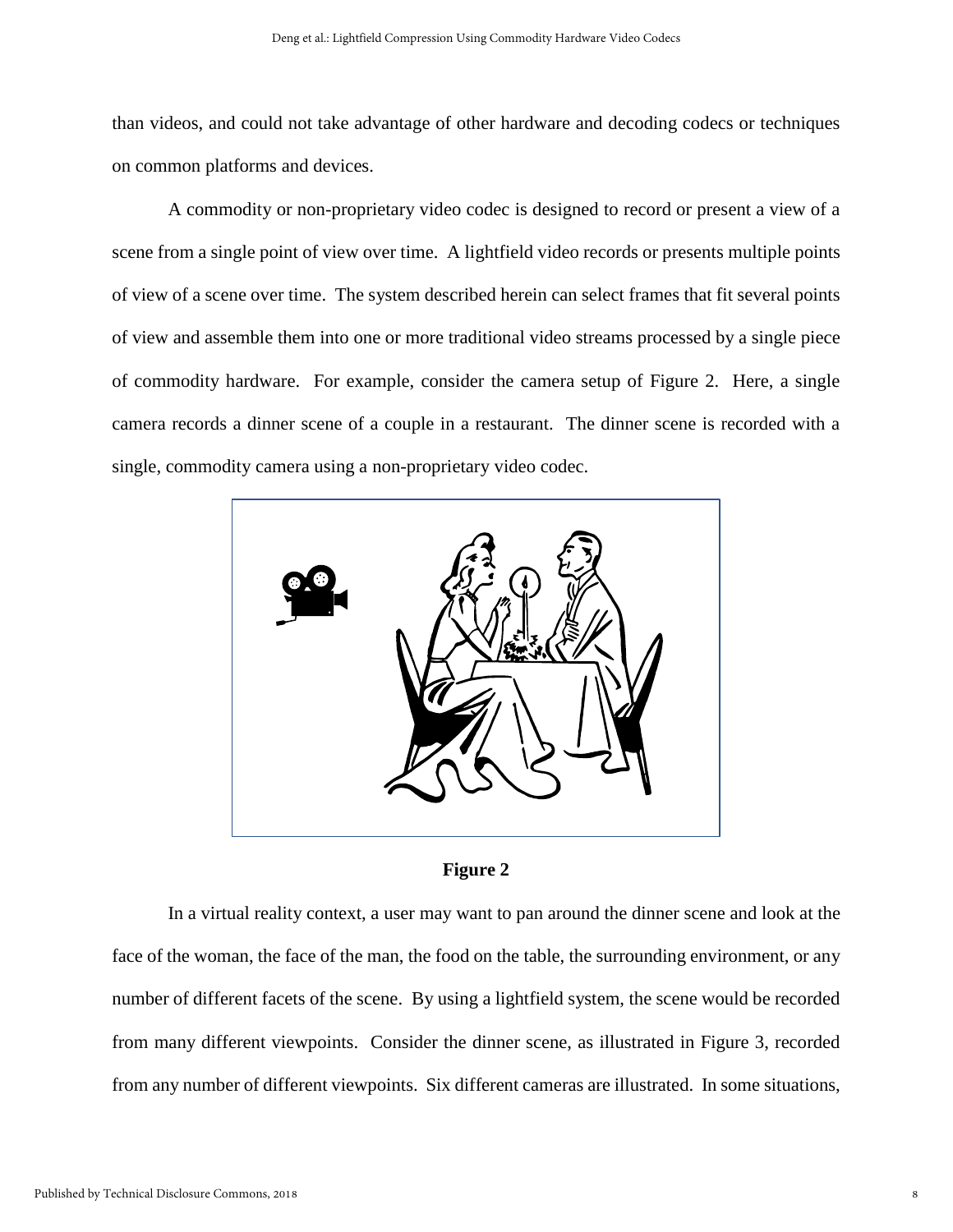than videos, and could not take advantage of other hardware and decoding codecs or techniques on common platforms and devices.

A commodity or non-proprietary video codec is designed to record or present a view of a scene from a single point of view over time. A lightfield video records or presents multiple points of view of a scene over time. The system described herein can select frames that fit several points of view and assemble them into one or more traditional video streams processed by a single piece of commodity hardware. For example, consider the camera setup of Figure 2. Here, a single camera records a dinner scene of a couple in a restaurant. The dinner scene is recorded with a single, commodity camera using a non-proprietary video codec.

**Figure 2**

In a virtual reality context, a user may want to pan around the dinner scene and look at the face of the woman, the face of the man, the food on the table, the surrounding environment, or any number of different facets of the scene. By using a lightfield system, the scene would be recorded from many different viewpoints. Consider the dinner scene, as illustrated in Figure 3, recorded from any number of different viewpoints. Six different cameras are illustrated. In some situations,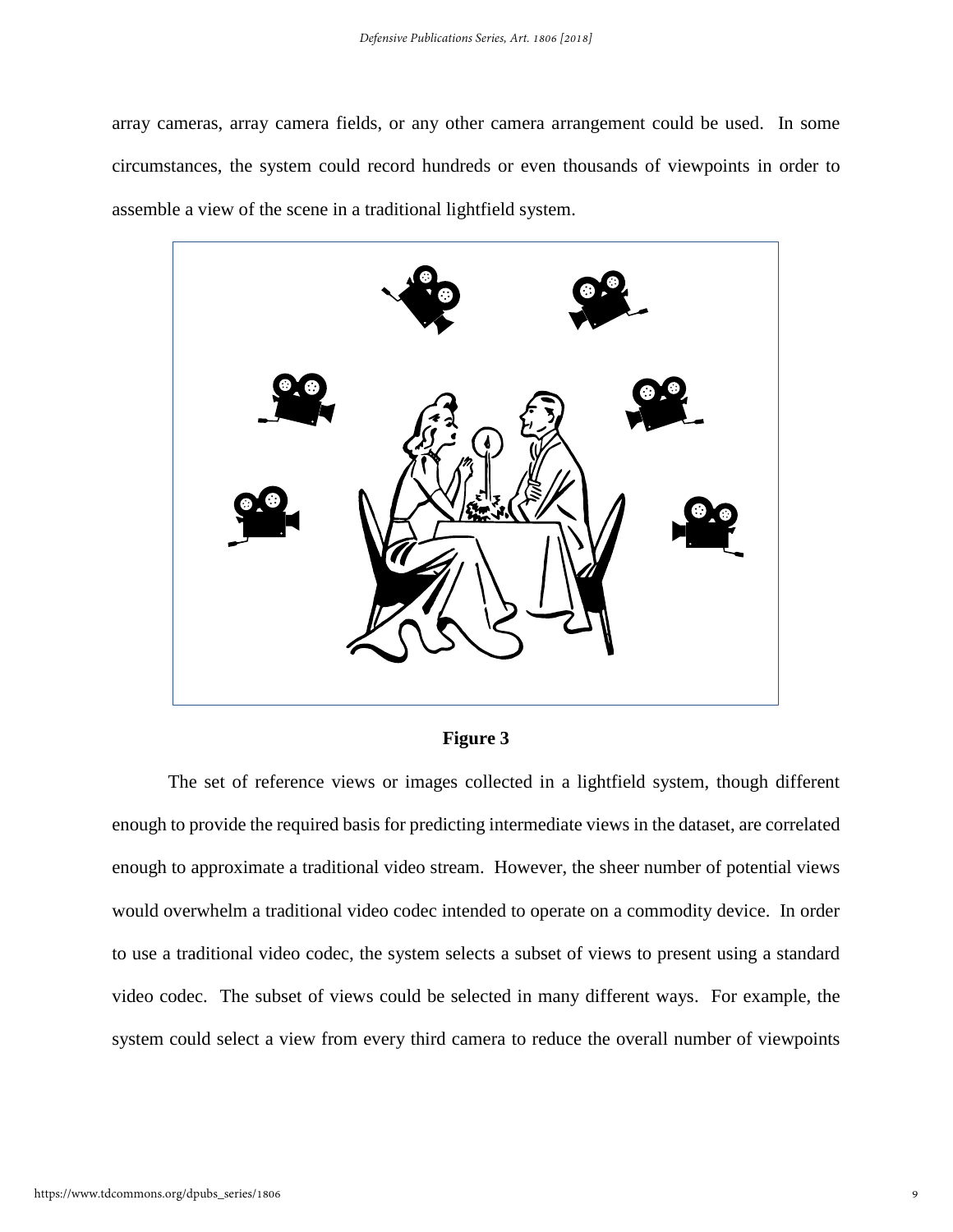array cameras, array camera fields, or any other camera arrangement could be used. In some circumstances, the system could record hundreds or even thousands of viewpoints in order to assemble a view of the scene in a traditional lightfield system.

**Figure 3**

The set of reference views or images collected in a lightfield system, though different enough to provide the required basis for predicting intermediate views in the dataset, are correlated enough to approximate a traditional video stream. However, the sheer number of potential views would overwhelm a traditional video codec intended to operate on a commodity device. In order to use a traditional video codec, the system selects a subset of views to present using a standard video codec. The subset of views could be selected in many different ways. For example, the system could select a view from every third camera to reduce the overall number of viewpoints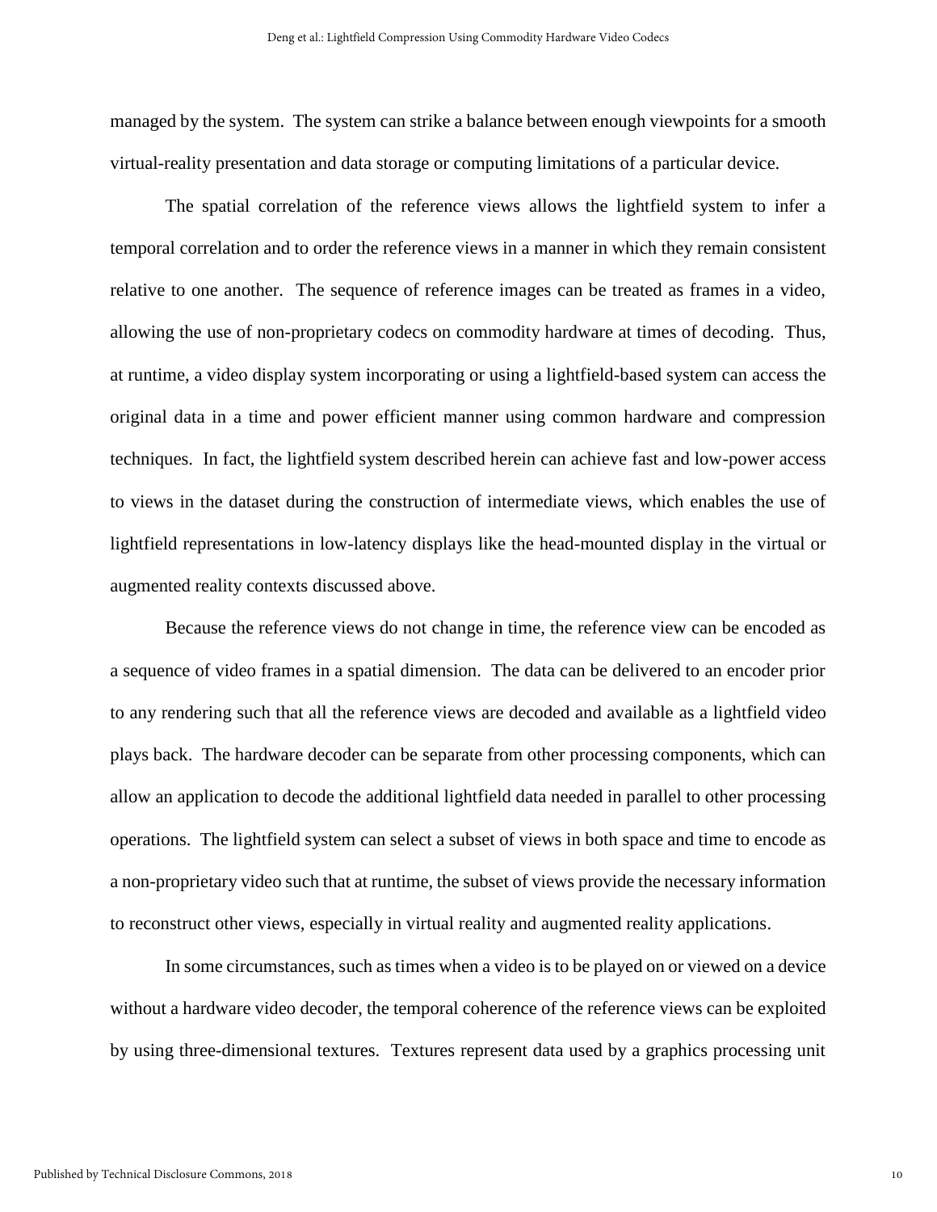managed by the system. The system can strike a balance between enough viewpoints for a smooth virtual-reality presentation and data storage or computing limitations of a particular device.

The spatial correlation of the reference views allows the lightfield system to infer a temporal correlation and to order the reference views in a manner in which they remain consistent relative to one another. The sequence of reference images can be treated as frames in a video, allowing the use of non-proprietary codecs on commodity hardware at times of decoding. Thus, at runtime, a video display system incorporating or using a lightfield-based system can access the original data in a time and power efficient manner using common hardware and compression techniques. In fact, the lightfield system described herein can achieve fast and low-power access to views in the dataset during the construction of intermediate views, which enables the use of lightfield representations in low-latency displays like the head-mounted display in the virtual or augmented reality contexts discussed above.

Because the reference views do not change in time, the reference view can be encoded as a sequence of video frames in a spatial dimension. The data can be delivered to an encoder prior to any rendering such that all the reference views are decoded and available as a lightfield video plays back. The hardware decoder can be separate from other processing components, which can allow an application to decode the additional lightfield data needed in parallel to other processing operations. The lightfield system can select a subset of views in both space and time to encode as a non-proprietary video such that at runtime, the subset of views provide the necessary information to reconstruct other views, especially in virtual reality and augmented reality applications.

In some circumstances, such as times when a video is to be played on or viewed on a device without a hardware video decoder, the temporal coherence of the reference views can be exploited by using three-dimensional textures. Textures represent data used by a graphics processing unit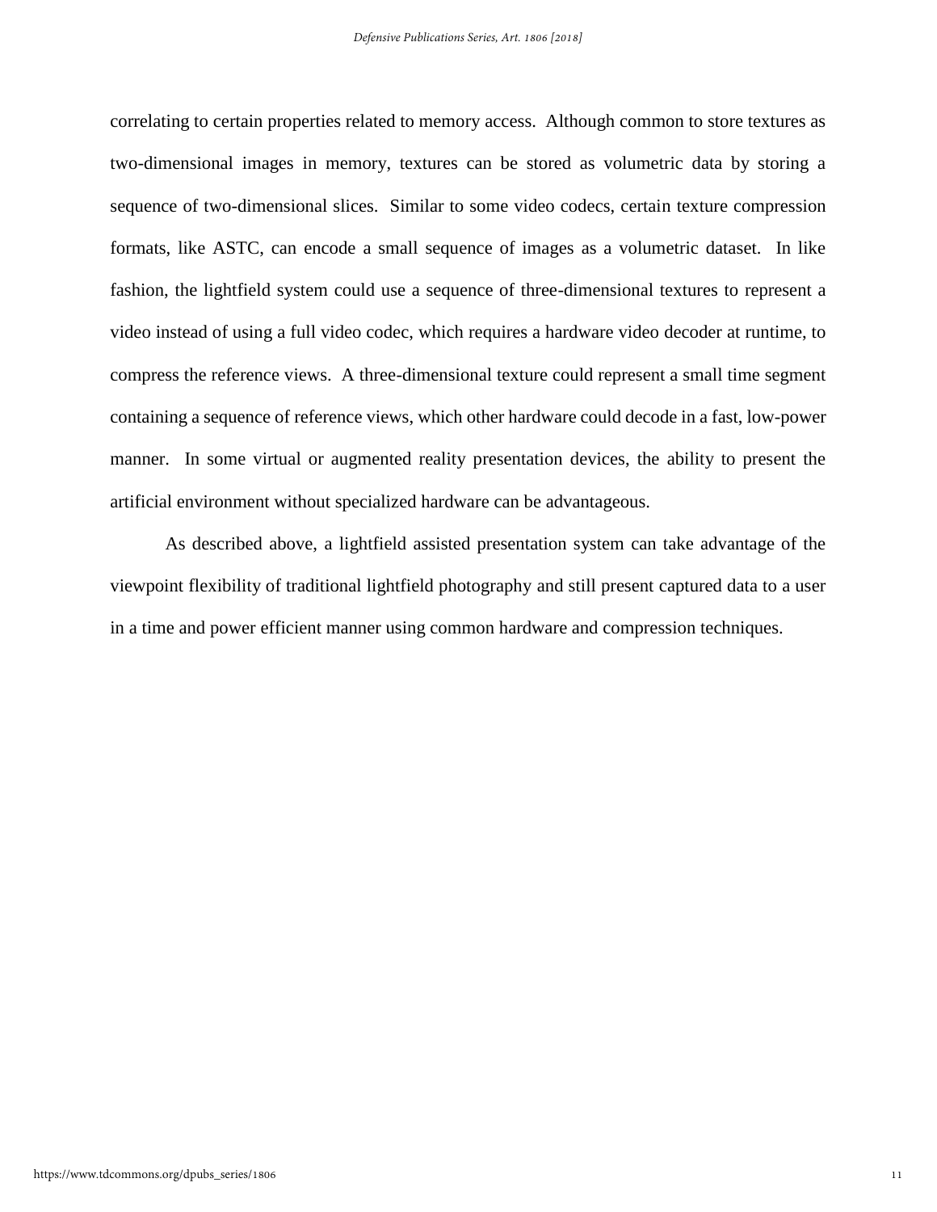correlating to certain properties related to memory access. Although common to store textures as two-dimensional images in memory, textures can be stored as volumetric data by storing a sequence of two-dimensional slices. Similar to some video codecs, certain texture compression formats, like ASTC, can encode a small sequence of images as a volumetric dataset. In like fashion, the lightfield system could use a sequence of three-dimensional textures to represent a video instead of using a full video codec, which requires a hardware video decoder at runtime, to compress the reference views. A three-dimensional texture could represent a small time segment containing a sequence of reference views, which other hardware could decode in a fast, low-power manner. In some virtual or augmented reality presentation devices, the ability to present the artificial environment without specialized hardware can be advantageous.

As described above, a lightfield assisted presentation system can take advantage of the viewpoint flexibility of traditional lightfield photography and still present captured data to a user in a time and power efficient manner using common hardware and compression techniques.